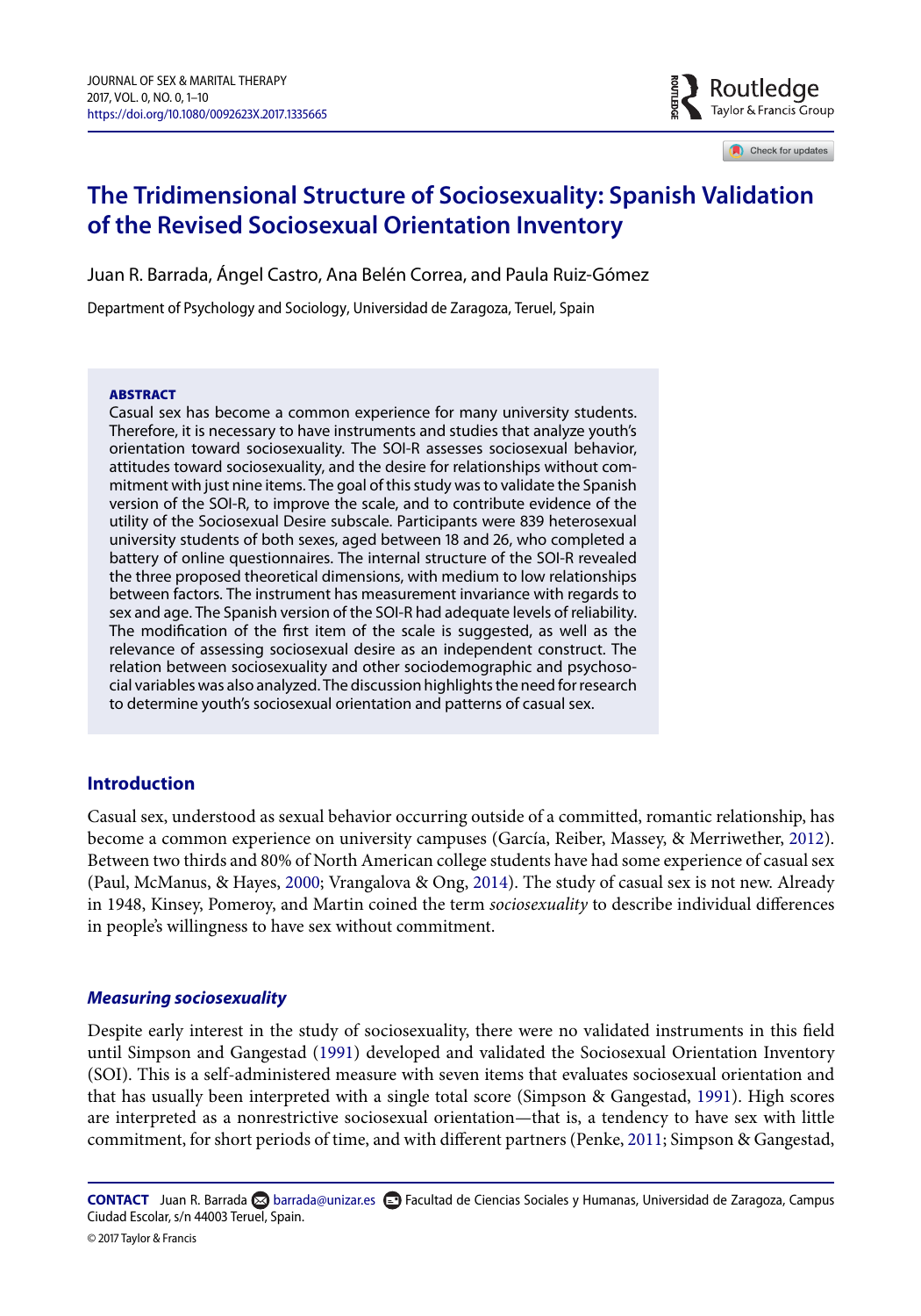# The Tridimensional Structure of Sociosexuality: Spanish Validation of the Revised Sociosexual Orientation Inventory

Juan R. Barrada, Ángel Castro, Ana Belén Correa, and Paula Ruiz-Gómez

Department of Psychology and Sociology, Universidad de Zaragoza, Teruel, Spain

**ABSTRACT**

Casual sex has become a common experience for many university students. Therefore, it is necessary to have instruments and studies that analyze youth's orientation toward sociosexuality. The SOI-R assesses sociosexual behavior, attitudes toward sociosexuality, and the desire for relationships without commitment with just nine items. The goal of this study was to validate the Spanish version of the SOI-R, to improve the scale, and to contribute evidence of the utility of the Sociosexual Desire subscale. Participants were 839 heterosexual university students of both sexes, aged between 18 and 26, who completed a battery of online questionnaires. The internal structure of the SOI-R revealed the three proposed theoretical dimensions, with medium to low relationships between factors. The instrument has measurement invariance with regards to sex and age. The Spanish version of the SOI-R had adequate levels of reliability. The modification of the first item of the scale is suggested, as well as the relevance of assessing sociosexual desire as an independent construct. The relation between sociosexuality and other sociodemographic and psychosocial variables was also analyzed. The discussion highlights the need for research to determine youth's sociosexual orientation and patterns of casual sex.

## Introduction

Casual sex, understood as sexual behavior occurring outside of a committed, romantic relationship, has become a common experience on university campuses (García, Reiber, Massey, & Merriwether, 2012). Between two thirds and 80% of North American college students have had some experience of casual sex (Paul, McManus, & Hayes, 2000; Vrangalova & Ong, 2014). The study of casual sex is not new. Already in 1948, Kinsey, Pomeroy, and Martin coined the term *sociosexuality* to describe individual differences in people's willingness to have sex without commitment.

### *Measuring sociosexuality*

Despite early interest in the study of sociosexuality, there were no validated instruments in this field until Simpson and Gangestad (1991) developed and validated the Sociosexual Orientation Inventory (SOI). This is a self-administered measure with seven items that evaluates sociosexual orientation and that has usually been interpreted with a single total score (Simpson & Gangestad, 1991). High scores are interpreted as a nonrestrictive sociosexual orientation—that is, a tendency to have sex with little commitment, for short periods of time, and with different partners (Penke, 2011; Simpson & Gangestad,

**CONTACT** Juan R. Barrada barrada@unizar.es Facultad de Ciencias Sociales y Humanas, Universidad de Zaragoza, Campus Ciudad Escolar, s/n 44003 Teruel, Spain.

© 2017 Taylor & Francis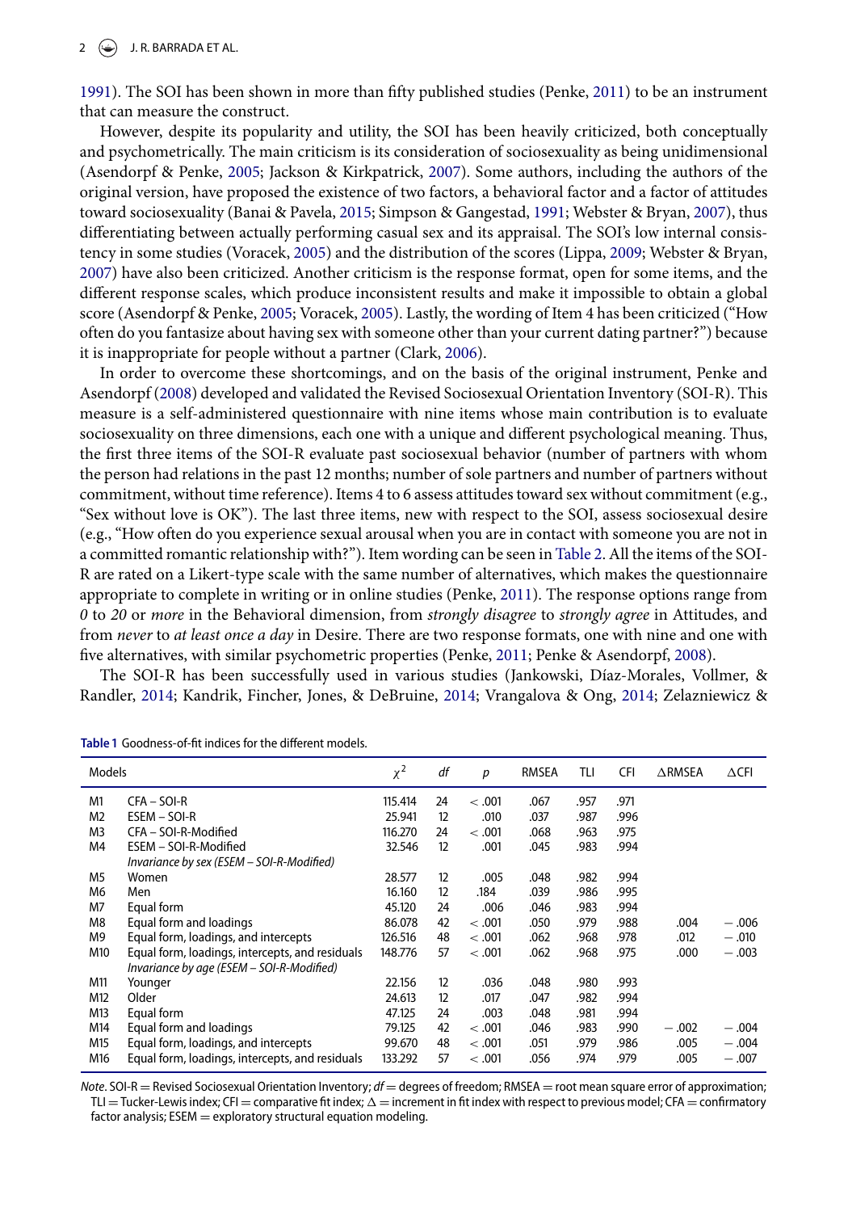1991). The SOI has been shown in more than fifty published studies (Penke, 2011) to be an instrument that can measure the construct.

However, despite its popularity and utility, the SOI has been heavily criticized, both conceptually and psychometrically. The main criticism is its consideration of sociosexuality as being unidimensional (Asendorpf & Penke, 2005; Jackson & Kirkpatrick, 2007). Some authors, including the authors of the original version, have proposed the existence of two factors, a behavioral factor and a factor of attitudes toward sociosexuality (Banai & Pavela, 2015; Simpson & Gangestad, 1991; Webster & Bryan, 2007), thus differentiating between actually performing casual sex and its appraisal. The SOI's low internal consistency in some studies (Voracek, 2005) and the distribution of the scores (Lippa, 2009; Webster & Bryan, 2007) have also been criticized. Another criticism is the response format, open for some items, and the different response scales, which produce inconsistent results and make it impossible to obtain a global score (Asendorpf & Penke, 2005; Voracek, 2005). Lastly, the wording of Item 4 has been criticized ("How often do you fantasize about having sex with someone other than your current dating partner?") because it is inappropriate for people without a partner (Clark, 2006).

In order to overcome these shortcomings, and on the basis of the original instrument, Penke and Asendorpf (2008) developed and validated the Revised Sociosexual Orientation Inventory (SOI-R). This measure is a self-administered questionnaire with nine items whose main contribution is to evaluate sociosexuality on three dimensions, each one with a unique and different psychological meaning. Thus, the first three items of the SOI-R evaluate past sociosexual behavior (number of partners with whom the person had relations in the past 12 months; number of sole partners and number of partners without commitment, without time reference). Items 4 to 6 assess attitudes toward sex without commitment (e.g., "Sex without love is OK"). The last three items, new with respect to the SOI, assess sociosexual desire (e.g., "How often do you experience sexual arousal when you are in contact with someone you are not in a committed romantic relationship with?"). Item wording can be seen in Table 2. All the items of the SOI-R are rated on a Likert-type scale with the same number of alternatives, which makes the questionnaire appropriate to complete in writing or in online studies (Penke, 2011). The response options range from *0* to *20* or *more* in the Behavioral dimension, from *strongly disagree* to *strongly agree* in Attitudes, and from *never* to *at least once a day* in Desire. There are two response formats, one with nine and one with five alternatives, with similar psychometric properties (Penke, 2011; Penke & Asendorpf, 2008).

The SOI-R has been successfully used in various studies (Jankowski, Díaz-Morales, Vollmer, & Randler, 2014; Kandrik, Fincher, Jones, & DeBruine, 2014; Vrangalova & Ong, 2014; Zelazniewicz &

**Table 1** Goodness-of-fit indices for the different models.

| Models | | $\chi^2$ | *df* | *p* | RMSEA | TLI | CFI | ΔRMSEA | ΔCFI |
|---|---|---|---|---|---|---|---|---|---|
| M1 | CFA – SOI-R | 115.414 | 24 | < .001 | .067 | .957 | .971 | | |
| M2 | ESEM – SOI-R | 25.941 | 12 | .010 | .037 | .987 | .996 | | |
| M3 | CFA – SOI-R-Modified | 116.270 | 24 | < .001 | .068 | .963 | .975 | | |
| M4 | ESEM – SOI-R-Modified | 32.546 | 12 | .001 | .045 | .983 | .994 | | |
| | *Invariance by sex (ESEM – SOI-R-Modified)* | | | | | | | | |
| M5 | Women | 28.577 | 12 | .005 | .048 | .982 | .994 | | |
| M6 | Men | 16.160 | 12 | .184 | .039 | .986 | .995 | | |
| M7 | Equal form | 45.120 | 24 | .006 | .046 | .983 | .994 | | |
| M8 | Equal form and loadings | 86.078 | 42 | < .001 | .050 | .979 | .988 | .004 | −.006 |
| M9 | Equal form, loadings, and intercepts | 126.516 | 48 | < .001 | .062 | .968 | .978 | .012 | −.010 |
| M10 | Equal form, loadings, intercepts, and residuals | 148.776 | 57 | < .001 | .062 | .968 | .975 | .000 | −.003 |
| | *Invariance by age (ESEM – SOI-R-Modified)* | | | | | | | | |
| M11 | Younger | 22.156 | 12 | .036 | .048 | .980 | .993 | | |
| M12 | Older | 24.613 | 12 | .017 | .047 | .982 | .994 | | |
| M13 | Equal form | 47.125 | 24 | .003 | .048 | .981 | .994 | | |
| M14 | Equal form and loadings | 79.125 | 42 | < .001 | .046 | .983 | .990 | −.002 | −.004 |
| M15 | Equal form, loadings, and intercepts | 99.670 | 48 | < .001 | .051 | .979 | .986 | .005 | −.004 |
| M16 | Equal form, loadings, intercepts, and residuals | 133.292 | 57 | < .001 | .056 | .974 | .979 | .005 | −.007 |

*Note*. SOI-R = Revised Sociosexual Orientation Inventory; *df* = degrees of freedom; RMSEA = root mean square error of approximation; TLI = Tucker-Lewis index; CFI = comparative fit index; Δ = increment in fit index with respect to previous model; CFA = confirmatory factor analysis; ESEM = exploratory structural equation modeling.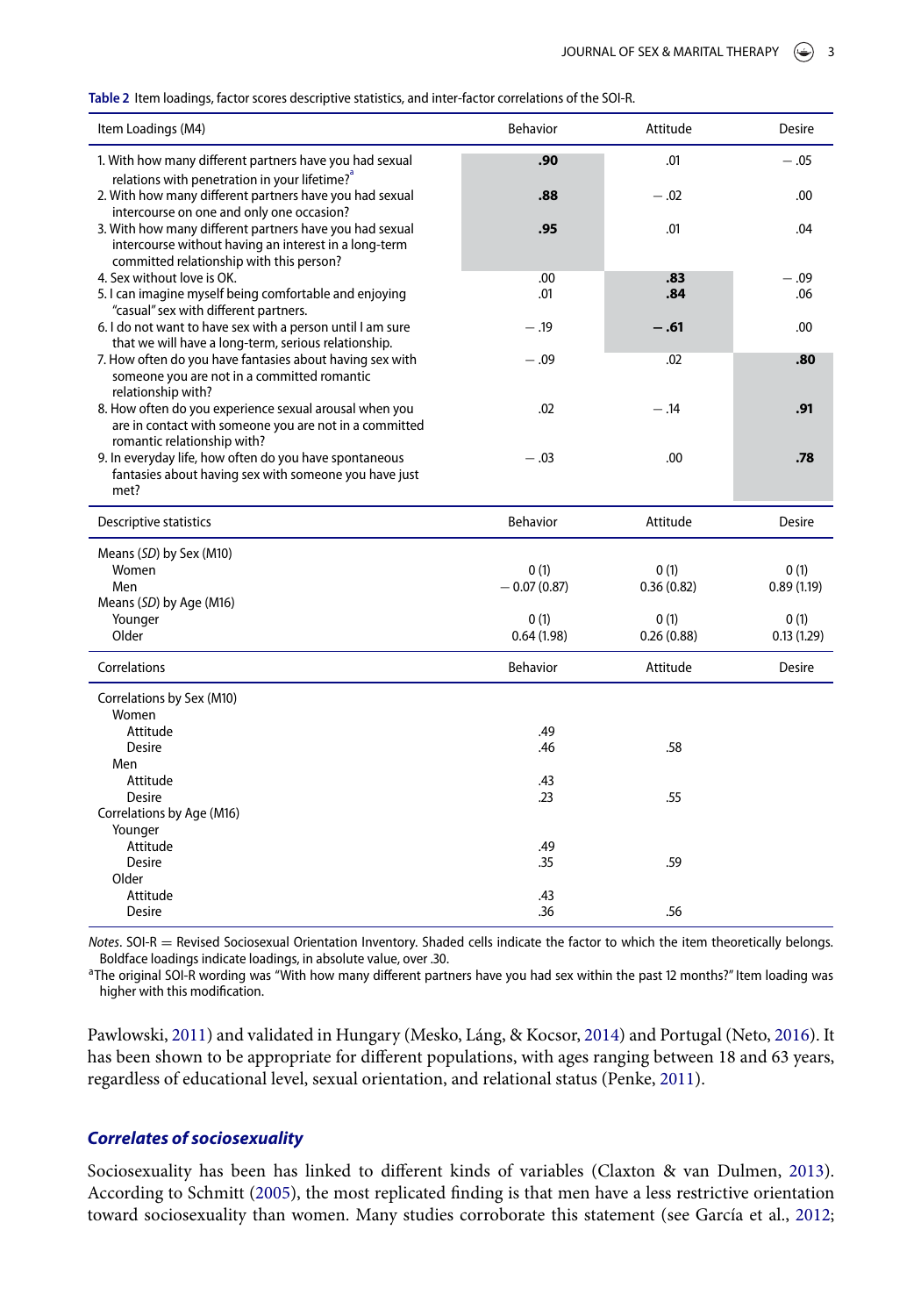**Table 2** Item loadings, factor scores descriptive statistics, and inter-factor correlations of the SOI-R.

| Item Loadings (M4) | Behavior | Attitude | Desire |
|---|---|---|---|
| 1. With how many different partners have you had sexual relations with penetration in your lifetime?[a] | **.90** | .01 | −.05 |
| 2. With how many different partners have you had sexual intercourse on one and only one occasion? | **.88** | −.02 | .00 |
| 3. With how many different partners have you had sexual intercourse without having an interest in a long-term committed relationship with this person? | **.95** | .01 | .04 |
| 4. Sex without love is OK. | .00 | **.83** | −.09 |
| 5. I can imagine myself being comfortable and enjoying "casual" sex with different partners. | .01 | **.84** | .06 |
| 6. I do not want to have sex with a person until I am sure that we will have a long-term, serious relationship. | −.19 | **−.61** | .00 |
| 7. How often do you have fantasies about having sex with someone you are not in a committed romantic relationship with? | −.09 | .02 | **.80** |
| 8. How often do you experience sexual arousal when you are in contact with someone you are not in a committed romantic relationship with? | .02 | −.14 | **.91** |
| 9. In everyday life, how often do you have spontaneous fantasies about having sex with someone you have just met? | −.03 | .00 | **.78** |
| **Descriptive statistics** | **Behavior** | **Attitude** | **Desire** |
| Means (*SD*) by Sex (M10) | | | |
| Women | 0 (1) | 0 (1) | 0 (1) |
| Men | −0.07 (0.87) | 0.36 (0.82) | 0.89 (1.19) |
| Means (*SD*) by Age (M16) | | | |
| Younger | 0 (1) | 0 (1) | 0 (1) |
| Older | 0.64 (1.98) | 0.26 (0.88) | 0.13 (1.29) |
| **Correlations** | **Behavior** | **Attitude** | **Desire** |
| Correlations by Sex (M10) | | | |
| Women | | | |
| Attitude | .49 | | |
| Desire | .46 | .58 | |
| Men | | | |
| Attitude | .43 | | |
| Desire | .23 | .55 | |
| Correlations by Age (M16) | | | |
| Younger | | | |
| Attitude | .49 | | |
| Desire | .35 | .59 | |
| Older | | | |
| Attitude | .43 | | |
| Desire | .36 | .56 | |

*Notes*. SOI-R = Revised Sociosexual Orientation Inventory. Shaded cells indicate the factor to which the item theoretically belongs. Boldface loadings indicate loadings, in absolute value, over .30.

[a]The original SOI-R wording was "With how many different partners have you had sex within the past 12 months?" Item loading was higher with this modification.

Pawlowski, 2011) and validated in Hungary (Mesko, Láng, & Kocsor, 2014) and Portugal (Neto, 2016). It has been shown to be appropriate for different populations, with ages ranging between 18 and 63 years, regardless of educational level, sexual orientation, and relational status (Penke, 2011).

### *Correlates of sociosexuality*

Sociosexuality has been has linked to different kinds of variables (Claxton & van Dulmen, 2013). According to Schmitt (2005), the most replicated finding is that men have a less restrictive orientation toward sociosexuality than women. Many studies corroborate this statement (see García et al., 2012;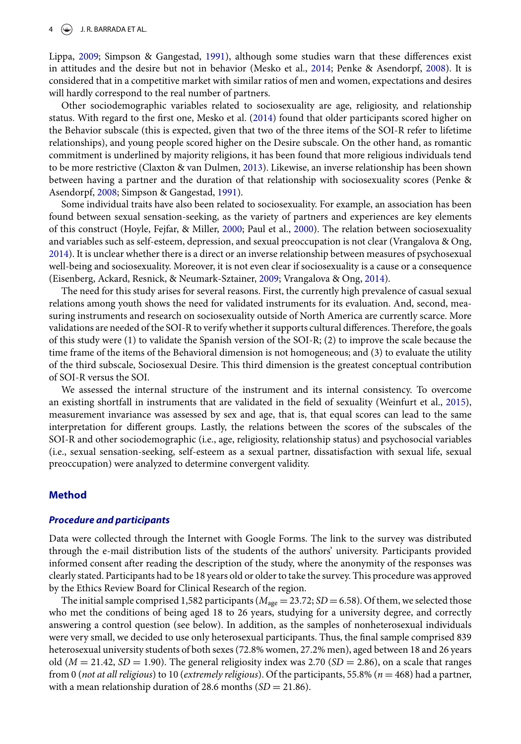Lippa, 2009; Simpson & Gangestad, 1991), although some studies warn that these differences exist in attitudes and the desire but not in behavior (Mesko et al., 2014; Penke & Asendorpf, 2008). It is considered that in a competitive market with similar ratios of men and women, expectations and desires will hardly correspond to the real number of partners.

Other sociodemographic variables related to sociosexuality are age, religiosity, and relationship status. With regard to the first one, Mesko et al. (2014) found that older participants scored higher on the Behavior subscale (this is expected, given that two of the three items of the SOI-R refer to lifetime relationships), and young people scored higher on the Desire subscale. On the other hand, as romantic commitment is underlined by majority religions, it has been found that more religious individuals tend to be more restrictive (Claxton & van Dulmen, 2013). Likewise, an inverse relationship has been shown between having a partner and the duration of that relationship with sociosexuality scores (Penke & Asendorpf, 2008; Simpson & Gangestad, 1991).

Some individual traits have also been related to sociosexuality. For example, an association has been found between sexual sensation-seeking, as the variety of partners and experiences are key elements of this construct (Hoyle, Fejfar, & Miller, 2000; Paul et al., 2000). The relation between sociosexuality and variables such as self-esteem, depression, and sexual preoccupation is not clear (Vrangalova & Ong, 2014). It is unclear whether there is a direct or an inverse relationship between measures of psychosexual well-being and sociosexuality. Moreover, it is not even clear if sociosexuality is a cause or a consequence (Eisenberg, Ackard, Resnick, & Neumark-Sztainer, 2009; Vrangalova & Ong, 2014).

The need for this study arises for several reasons. First, the currently high prevalence of casual sexual relations among youth shows the need for validated instruments for its evaluation. And, second, measuring instruments and research on sociosexuality outside of North America are currently scarce. More validations are needed of the SOI-R to verify whether it supports cultural differences. Therefore, the goals of this study were (1) to validate the Spanish version of the SOI-R; (2) to improve the scale because the time frame of the items of the Behavioral dimension is not homogeneous; and (3) to evaluate the utility of the third subscale, Sociosexual Desire. This third dimension is the greatest conceptual contribution of SOI-R versus the SOI.

We assessed the internal structure of the instrument and its internal consistency. To overcome an existing shortfall in instruments that are validated in the field of sexuality (Weinfurt et al., 2015), measurement invariance was assessed by sex and age, that is, that equal scores can lead to the same interpretation for different groups. Lastly, the relations between the scores of the subscales of the SOI-R and other sociodemographic (i.e., age, religiosity, relationship status) and psychosocial variables (i.e., sexual sensation-seeking, self-esteem as a sexual partner, dissatisfaction with sexual life, sexual preoccupation) were analyzed to determine convergent validity.

## Method

### *Procedure and participants*

Data were collected through the Internet with Google Forms. The link to the survey was distributed through the e-mail distribution lists of the students of the authors' university. Participants provided informed consent after reading the description of the study, where the anonymity of the responses was clearly stated. Participants had to be 18 years old or older to take the survey. This procedure was approved by the Ethics Review Board for Clinical Research of the region.

The initial sample comprised 1,582 participants ($M_{age} = 23.72$; $SD = 6.58$). Of them, we selected those who met the conditions of being aged 18 to 26 years, studying for a university degree, and correctly answering a control question (see below). In addition, as the samples of nonheterosexual individuals were very small, we decided to use only heterosexual participants. Thus, the final sample comprised 839 heterosexual university students of both sexes (72.8% women, 27.2% men), aged between 18 and 26 years old ($M = 21.42$, $SD = 1.90$). The general religiosity index was 2.70 ($SD = 2.86$), on a scale that ranges from 0 (*not at all religious*) to 10 (*extremely religious*). Of the participants, 55.8% ($n = 468$) had a partner, with a mean relationship duration of 28.6 months ($SD = 21.86$).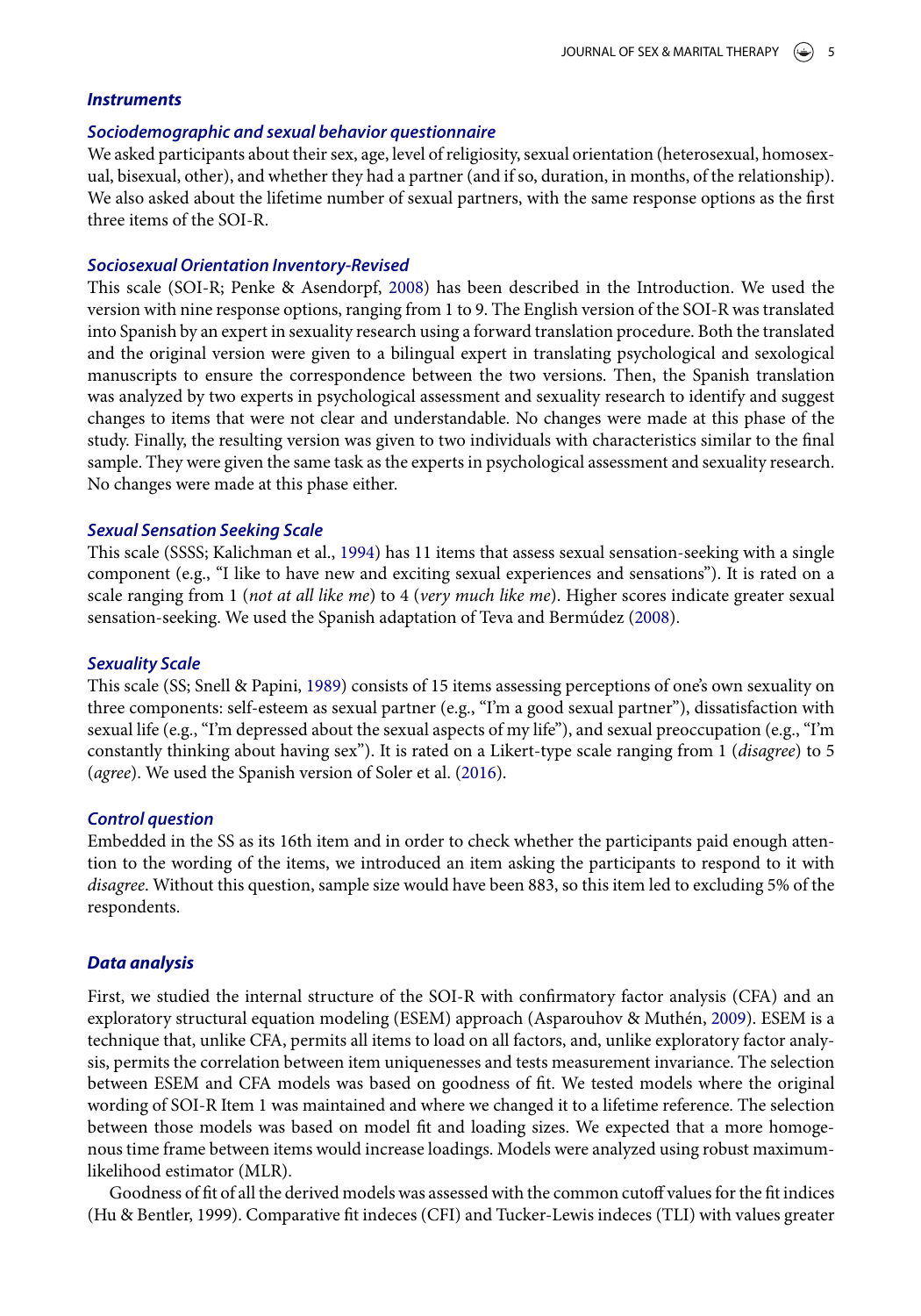### Instruments

#### Sociodemographic and sexual behavior questionnaire

We asked participants about their sex, age, level of religiosity, sexual orientation (heterosexual, homosexual, bisexual, other), and whether they had a partner (and if so, duration, in months, of the relationship). We also asked about the lifetime number of sexual partners, with the same response options as the first three items of the SOI-R.

#### Sociosexual Orientation Inventory-Revised

This scale (SOI-R; Penke & Asendorpf, 2008) has been described in the Introduction. We used the version with nine response options, ranging from 1 to 9. The English version of the SOI-R was translated into Spanish by an expert in sexuality research using a forward translation procedure. Both the translated and the original version were given to a bilingual expert in translating psychological and sexological manuscripts to ensure the correspondence between the two versions. Then, the Spanish translation was analyzed by two experts in psychological assessment and sexuality research to identify and suggest changes to items that were not clear and understandable. No changes were made at this phase of the study. Finally, the resulting version was given to two individuals with characteristics similar to the final sample. They were given the same task as the experts in psychological assessment and sexuality research. No changes were made at this phase either.

#### Sexual Sensation Seeking Scale

This scale (SSSS; Kalichman et al., 1994) has 11 items that assess sexual sensation-seeking with a single component (e.g., "I like to have new and exciting sexual experiences and sensations"). It is rated on a scale ranging from 1 (*not at all like me*) to 4 (*very much like me*). Higher scores indicate greater sexual sensation-seeking. We used the Spanish adaptation of Teva and Bermúdez (2008).

#### Sexuality Scale

This scale (SS; Snell & Papini, 1989) consists of 15 items assessing perceptions of one's own sexuality on three components: self-esteem as sexual partner (e.g., "I'm a good sexual partner"), dissatisfaction with sexual life (e.g., "I'm depressed about the sexual aspects of my life"), and sexual preoccupation (e.g., "I'm constantly thinking about having sex"). It is rated on a Likert-type scale ranging from 1 (*disagree*) to 5 (*agree*). We used the Spanish version of Soler et al. (2016).

#### Control question

Embedded in the SS as its 16th item and in order to check whether the participants paid enough attention to the wording of the items, we introduced an item asking the participants to respond to it with *disagree*. Without this question, sample size would have been 883, so this item led to excluding 5% of the respondents.

### Data analysis

First, we studied the internal structure of the SOI-R with confirmatory factor analysis (CFA) and an exploratory structural equation modeling (ESEM) approach (Asparouhov & Muthén, 2009). ESEM is a technique that, unlike CFA, permits all items to load on all factors, and, unlike exploratory factor analysis, permits the correlation between item uniquenesses and tests measurement invariance. The selection between ESEM and CFA models was based on goodness of fit. We tested models where the original wording of SOI-R Item 1 was maintained and where we changed it to a lifetime reference. The selection between those models was based on model fit and loading sizes. We expected that a more homogenous time frame between items would increase loadings. Models were analyzed using robust maximum-likelihood estimator (MLR).

Goodness of fit of all the derived models was assessed with the common cutoff values for the fit indices (Hu & Bentler, 1999). Comparative fit indeces (CFI) and Tucker-Lewis indeces (TLI) with values greater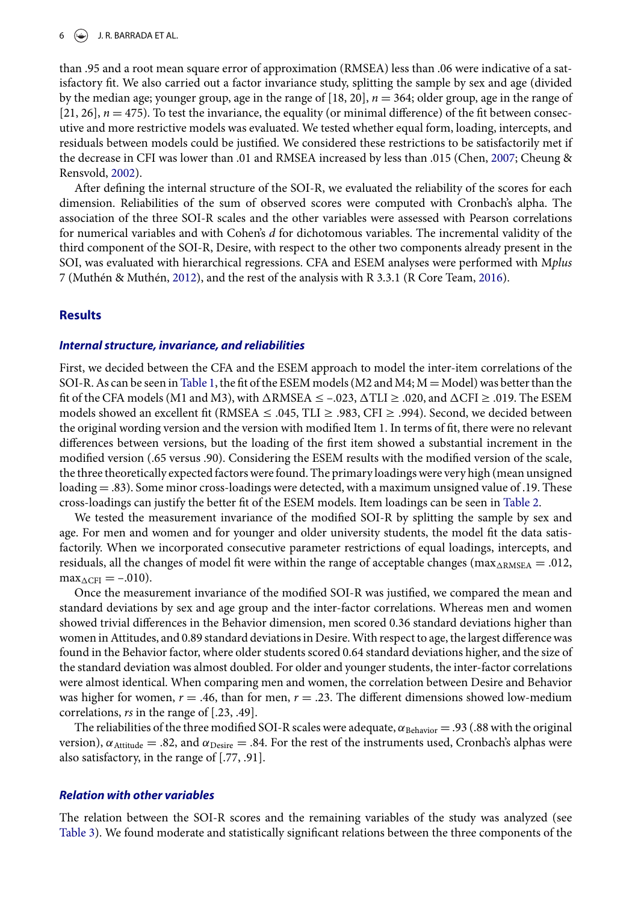than .95 and a root mean square error of approximation (RMSEA) less than .06 were indicative of a satisfactory fit. We also carried out a factor invariance study, splitting the sample by sex and age (divided by the median age; younger group, age in the range of [18, 20], $n = 364$; older group, age in the range of [21, 26], $n = 475$). To test the invariance, the equality (or minimal difference) of the fit between consecutive and more restrictive models was evaluated. We tested whether equal form, loading, intercepts, and residuals between models could be justified. We considered these restrictions to be satisfactorily met if the decrease in CFI was lower than .01 and RMSEA increased by less than .015 (Chen, 2007; Cheung & Rensvold, 2002).

After defining the internal structure of the SOI-R, we evaluated the reliability of the scores for each dimension. Reliabilities of the sum of observed scores were computed with Cronbach's alpha. The association of the three SOI-R scales and the other variables were assessed with Pearson correlations for numerical variables and with Cohen's $d$ for dichotomous variables. The incremental validity of the third component of the SOI-R, Desire, with respect to the other two components already present in the SOI, was evaluated with hierarchical regressions. CFA and ESEM analyses were performed with M*plus* 7 (Muthén & Muthén, 2012), and the rest of the analysis with R 3.3.1 (R Core Team, 2016).

## Results

### *Internal structure, invariance, and reliabilities*

First, we decided between the CFA and the ESEM approach to model the inter-item correlations of the SOI-R. As can be seen in Table 1, the fit of the ESEM models (M2 and M4; M = Model) was better than the fit of the CFA models (M1 and M3), with $\Delta\text{RMSEA} \leq -.023$, $\Delta\text{TLI} \geq .020$, and $\Delta\text{CFI} \geq .019$. The ESEM models showed an excellent fit (RMSEA $\leq .045$, TLI $\geq .983$, CFI $\geq .994$). Second, we decided between the original wording version and the version with modified Item 1. In terms of fit, there were no relevant differences between versions, but the loading of the first item showed a substantial increment in the modified version (.65 versus .90). Considering the ESEM results with the modified version of the scale, the three theoretically expected factors were found. The primary loadings were very high (mean unsigned loading = .83). Some minor cross-loadings were detected, with a maximum unsigned value of .19. These cross-loadings can justify the better fit of the ESEM models. Item loadings can be seen in Table 2.

We tested the measurement invariance of the modified SOI-R by splitting the sample by sex and age. For men and women and for younger and older university students, the model fit the data satisfactorily. When we incorporated consecutive parameter restrictions of equal loadings, intercepts, and residuals, all the changes of model fit were within the range of acceptable changes ($\max_{\Delta\text{RMSEA}} = .012$, $\max_{\Delta\text{CFI}} = -.010$).

Once the measurement invariance of the modified SOI-R was justified, we compared the mean and standard deviations by sex and age group and the inter-factor correlations. Whereas men and women showed trivial differences in the Behavior dimension, men scored 0.36 standard deviations higher than women in Attitudes, and 0.89 standard deviations in Desire. With respect to age, the largest difference was found in the Behavior factor, where older students scored 0.64 standard deviations higher, and the size of the standard deviation was almost doubled. For older and younger students, the inter-factor correlations were almost identical. When comparing men and women, the correlation between Desire and Behavior was higher for women, $r = .46$, than for men, $r = .23$. The different dimensions showed low-medium correlations, *rs* in the range of [.23, .49].

The reliabilities of the three modified SOI-R scales were adequate, $\alpha_{\text{Behavior}} = .93$ (.88 with the original version), $\alpha_{\text{Attitude}} = .82$, and $\alpha_{\text{Desire}} = .84$. For the rest of the instruments used, Cronbach's alphas were also satisfactory, in the range of [.77, .91].

### *Relation with other variables*

The relation between the SOI-R scores and the remaining variables of the study was analyzed (see Table 3). We found moderate and statistically significant relations between the three components of the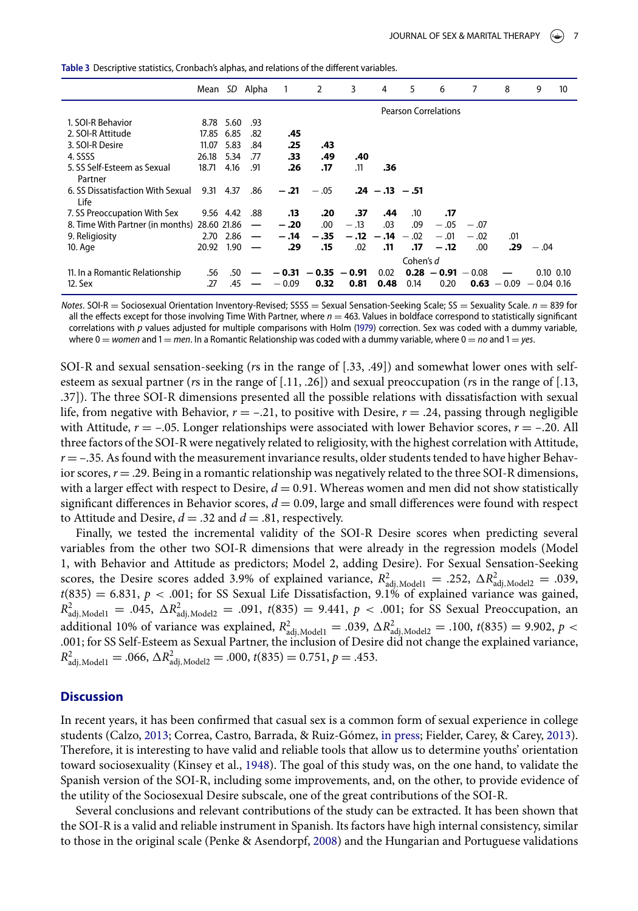**Table 3** Descriptive statistics, Cronbach's alphas, and relations of the different variables.

| | Mean | SD | Alpha | 1 | 2 | 3 | 4 | 5 | 6 | 7 | 8 | 9 | 10 |
|---|---|---|---|---|---|---|---|---|---|---|---|---|---|
| | | | | Pearson Correlations | | | | | | | | | |
| 1. SOI-R Behavior | 8.78 | 5.60 | .93 | | | | | | | | | | |
| 2. SOI-R Attitude | 17.85 | 6.85 | .82 | **.45** | | | | | | | | | |
| 3. SOI-R Desire | 11.07 | 5.83 | .84 | **.25** | **.43** | | | | | | | | |
| 4. SSSS | 26.18 | 5.34 | .77 | **.33** | **.49** | **.40** | | | | | | | |
| 5. SS Self-Esteem as Sexual Partner | 18.71 | 4.16 | .91 | **.26** | **.17** | .11 | **.36** | | | | | | |
| 6. SS Dissatisfaction With Sexual Life | 9.31 | 4.37 | .86 | **−.21** | −.05 | **.24** | **−.13** | **−.51** | | | | | |
| 7. SS Preoccupation With Sex | 9.56 | 4.42 | .88 | **.13** | **.20** | **.37** | **.44** | .10 | **.17** | | | | |
| 8. Time With Partner (in months) | 28.60 | 21.86 | — | **−.20** | .00 | −.13 | .03 | .09 | −.05 | −.07 | | | |
| 9. Religiosity | 2.70 | 2.86 | — | **−.14** | **−.35** | **−.12** | **−.14** | −.02 | −.01 | −.02 | .01 | | |
| 10. Age | 20.92 | 1.90 | — | **.29** | **.15** | .02 | **.11** | **.17** | **−.12** | .00 | **.29** | −.04 | |
| | | | | Cohen's d | | | | | | | | | |
| 11. In a Romantic Relationship | .56 | .50 | — | **−0.31** | **−0.35** | **−0.91** | 0.02 | **0.28** | **−0.91** | −0.08 | — | 0.10 | 0.10 |
| 12. Sex | .27 | .45 | — | −0.09 | **0.32** | **0.81** | **0.48** | 0.14 | 0.20 | **0.63** | −0.09 | −0.04 | 0.16 |

*Notes*. SOI-R = Sociosexual Orientation Inventory-Revised; SSSS = Sexual Sensation-Seeking Scale; SS = Sexuality Scale. $n = 839$ for all the effects except for those involving Time With Partner, where $n = 463$. Values in boldface correspond to statistically significant correlations with $p$ values adjusted for multiple comparisons with Holm (1979) correction. Sex was coded with a dummy variable, where 0 = *women* and 1 = *men*. In a Romantic Relationship was coded with a dummy variable, where 0 = *no* and 1 = *yes*.

SOI-R and sexual sensation-seeking ($r$s in the range of [.33, .49]) and somewhat lower ones with self-esteem as sexual partner ($r$s in the range of [.11, .26]) and sexual preoccupation ($r$s in the range of [.13, .37]). The three SOI-R dimensions presented all the possible relations with dissatisfaction with sexual life, from negative with Behavior, $r = -.21$, to positive with Desire, $r = .24$, passing through negligible with Attitude, $r = -.05$. Longer relationships were associated with lower Behavior scores, $r = -.20$. All three factors of the SOI-R were negatively related to religiosity, with the highest correlation with Attitude, $r = -.35$. As found with the measurement invariance results, older students tended to have higher Behavior scores, $r = .29$. Being in a romantic relationship was negatively related to the three SOI-R dimensions, with a larger effect with respect to Desire, $d = 0.91$. Whereas women and men did not show statistically significant differences in Behavior scores, $d = 0.09$, large and small differences were found with respect to Attitude and Desire, $d = .32$ and $d = .81$, respectively.

Finally, we tested the incremental validity of the SOI-R Desire scores when predicting several variables from the other two SOI-R dimensions that were already in the regression models (Model 1, with Behavior and Attitude as predictors; Model 2, adding Desire). For Sexual Sensation-Seeking scores, the Desire scores added 3.9% of explained variance, $R^2_{\text{adj,Model1}} = .252$, $\Delta R^2_{\text{adj,Model2}} = .039$, $t(835) = 6.831$, $p < .001$; for SS Sexual Life Dissatisfaction, 9.1% of explained variance was gained, $R^2_{\text{adj,Model1}} = .045$, $\Delta R^2_{\text{adj,Model2}} = .091$, $t(835) = 9.441$, $p < .001$; for SS Sexual Preoccupation, an additional 10% of variance was explained, $R^2_{\text{adj,Model1}} = .039$, $\Delta R^2_{\text{adj,Model2}} = .100$, $t(835) = 9.902$, $p < .001$; for SS Self-Esteem as Sexual Partner, the inclusion of Desire did not change the explained variance, $R^2_{\text{adj,Model1}} = .066$, $\Delta R^2_{\text{adj,Model2}} = .000$, $t(835) = 0.751$, $p = .453$.

## Discussion

In recent years, it has been confirmed that casual sex is a common form of sexual experience in college students (Calzo, 2013; Correa, Castro, Barrada, & Ruiz-Gómez, in press; Fielder, Carey, & Carey, 2013). Therefore, it is interesting to have valid and reliable tools that allow us to determine youths' orientation toward sociosexuality (Kinsey et al., 1948). The goal of this study was, on the one hand, to validate the Spanish version of the SOI-R, including some improvements, and, on the other, to provide evidence of the utility of the Sociosexual Desire subscale, one of the great contributions of the SOI-R.

Several conclusions and relevant contributions of the study can be extracted. It has been shown that the SOI-R is a valid and reliable instrument in Spanish. Its factors have high internal consistency, similar to those in the original scale (Penke & Asendorpf, 2008) and the Hungarian and Portuguese validations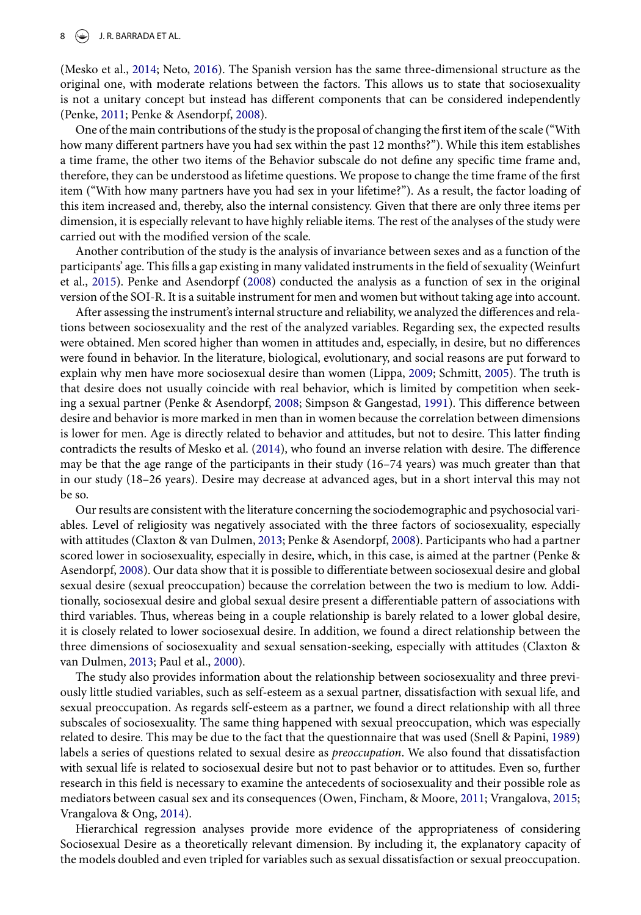(Mesko et al., 2014; Neto, 2016). The Spanish version has the same three-dimensional structure as the original one, with moderate relations between the factors. This allows us to state that sociosexuality is not a unitary concept but instead has different components that can be considered independently (Penke, 2011; Penke & Asendorpf, 2008).

One of the main contributions of the study is the proposal of changing the first item of the scale ("With how many different partners have you had sex within the past 12 months?"). While this item establishes a time frame, the other two items of the Behavior subscale do not define any specific time frame and, therefore, they can be understood as lifetime questions. We propose to change the time frame of the first item ("With how many partners have you had sex in your lifetime?"). As a result, the factor loading of this item increased and, thereby, also the internal consistency. Given that there are only three items per dimension, it is especially relevant to have highly reliable items. The rest of the analyses of the study were carried out with the modified version of the scale.

Another contribution of the study is the analysis of invariance between sexes and as a function of the participants' age. This fills a gap existing in many validated instruments in the field of sexuality (Weinfurt et al., 2015). Penke and Asendorpf (2008) conducted the analysis as a function of sex in the original version of the SOI-R. It is a suitable instrument for men and women but without taking age into account.

After assessing the instrument's internal structure and reliability, we analyzed the differences and relations between sociosexuality and the rest of the analyzed variables. Regarding sex, the expected results were obtained. Men scored higher than women in attitudes and, especially, in desire, but no differences were found in behavior. In the literature, biological, evolutionary, and social reasons are put forward to explain why men have more sociosexual desire than women (Lippa, 2009; Schmitt, 2005). The truth is that desire does not usually coincide with real behavior, which is limited by competition when seeking a sexual partner (Penke & Asendorpf, 2008; Simpson & Gangestad, 1991). This difference between desire and behavior is more marked in men than in women because the correlation between dimensions is lower for men. Age is directly related to behavior and attitudes, but not to desire. This latter finding contradicts the results of Mesko et al. (2014), who found an inverse relation with desire. The difference may be that the age range of the participants in their study (16–74 years) was much greater than that in our study (18–26 years). Desire may decrease at advanced ages, but in a short interval this may not be so.

Our results are consistent with the literature concerning the sociodemographic and psychosocial variables. Level of religiosity was negatively associated with the three factors of sociosexuality, especially with attitudes (Claxton & van Dulmen, 2013; Penke & Asendorpf, 2008). Participants who had a partner scored lower in sociosexuality, especially in desire, which, in this case, is aimed at the partner (Penke & Asendorpf, 2008). Our data show that it is possible to differentiate between sociosexual desire and global sexual desire (sexual preoccupation) because the correlation between the two is medium to low. Additionally, sociosexual desire and global sexual desire present a differentiable pattern of associations with third variables. Thus, whereas being in a couple relationship is barely related to a lower global desire, it is closely related to lower sociosexual desire. In addition, we found a direct relationship between the three dimensions of sociosexuality and sexual sensation-seeking, especially with attitudes (Claxton & van Dulmen, 2013; Paul et al., 2000).

The study also provides information about the relationship between sociosexuality and three previously little studied variables, such as self-esteem as a sexual partner, dissatisfaction with sexual life, and sexual preoccupation. As regards self-esteem as a partner, we found a direct relationship with all three subscales of sociosexuality. The same thing happened with sexual preoccupation, which was especially related to desire. This may be due to the fact that the questionnaire that was used (Snell & Papini, 1989) labels a series of questions related to sexual desire as *preoccupation*. We also found that dissatisfaction with sexual life is related to sociosexual desire but not to past behavior or to attitudes. Even so, further research in this field is necessary to examine the antecedents of sociosexuality and their possible role as mediators between casual sex and its consequences (Owen, Fincham, & Moore, 2011; Vrangalova, 2015; Vrangalova & Ong, 2014).

Hierarchical regression analyses provide more evidence of the appropriateness of considering Sociosexual Desire as a theoretically relevant dimension. By including it, the explanatory capacity of the models doubled and even tripled for variables such as sexual dissatisfaction or sexual preoccupation.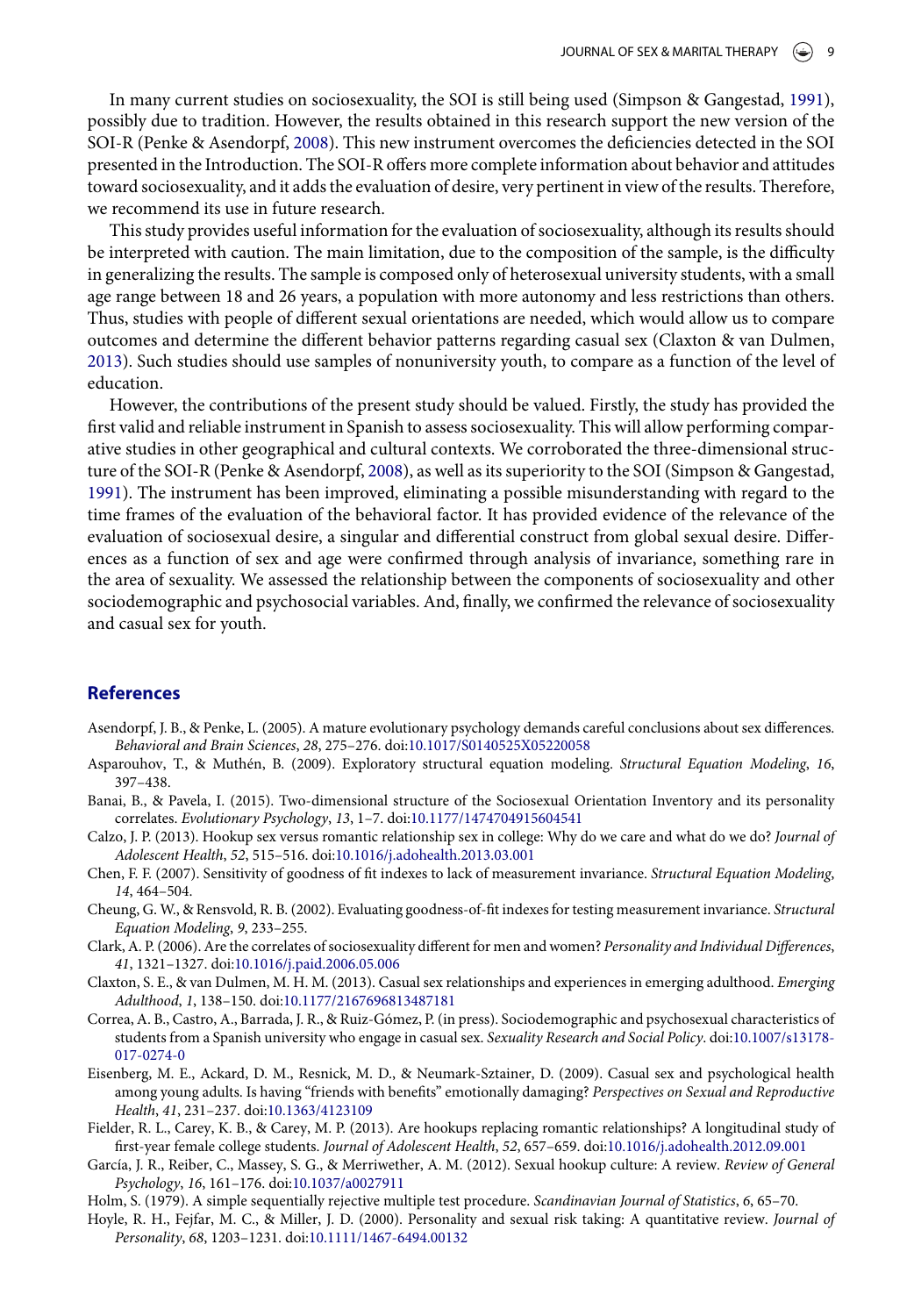In many current studies on sociosexuality, the SOI is still being used (Simpson & Gangestad, 1991), possibly due to tradition. However, the results obtained in this research support the new version of the SOI-R (Penke & Asendorpf, 2008). This new instrument overcomes the deficiencies detected in the SOI presented in the Introduction. The SOI-R offers more complete information about behavior and attitudes toward sociosexuality, and it adds the evaluation of desire, very pertinent in view of the results. Therefore, we recommend its use in future research.

This study provides useful information for the evaluation of sociosexuality, although its results should be interpreted with caution. The main limitation, due to the composition of the sample, is the difficulty in generalizing the results. The sample is composed only of heterosexual university students, with a small age range between 18 and 26 years, a population with more autonomy and less restrictions than others. Thus, studies with people of different sexual orientations are needed, which would allow us to compare outcomes and determine the different behavior patterns regarding casual sex (Claxton & van Dulmen, 2013). Such studies should use samples of nonuniversity youth, to compare as a function of the level of education.

However, the contributions of the present study should be valued. Firstly, the study has provided the first valid and reliable instrument in Spanish to assess sociosexuality. This will allow performing comparative studies in other geographical and cultural contexts. We corroborated the three-dimensional structure of the SOI-R (Penke & Asendorpf, 2008), as well as its superiority to the SOI (Simpson & Gangestad, 1991). The instrument has been improved, eliminating a possible misunderstanding with regard to the time frames of the evaluation of the behavioral factor. It has provided evidence of the relevance of the evaluation of sociosexual desire, a singular and differential construct from global sexual desire. Differences as a function of sex and age were confirmed through analysis of invariance, something rare in the area of sexuality. We assessed the relationship between the components of sociosexuality and other sociodemographic and psychosocial variables. And, finally, we confirmed the relevance of sociosexuality and casual sex for youth.

## References

Asendorpf, J. B., & Penke, L. (2005). A mature evolutionary psychology demands careful conclusions about sex differences. *Behavioral and Brain Sciences*, *28*, 275–276. doi:10.1017/S0140525X05220058

Asparouhov, T., & Muthén, B. (2009). Exploratory structural equation modeling. *Structural Equation Modeling*, *16*, 397–438.

Banai, B., & Pavela, I. (2015). Two-dimensional structure of the Sociosexual Orientation Inventory and its personality correlates. *Evolutionary Psychology*, *13*, 1–7. doi:10.1177/1474704915604541

Calzo, J. P. (2013). Hookup sex versus romantic relationship sex in college: Why do we care and what do we do? *Journal of Adolescent Health*, *52*, 515–516. doi:10.1016/j.jadohealth.2013.03.001

Chen, F. F. (2007). Sensitivity of goodness of fit indexes to lack of measurement invariance. *Structural Equation Modeling*, *14*, 464–504.

Cheung, G. W., & Rensvold, R. B. (2002). Evaluating goodness-of-fit indexes for testing measurement invariance. *Structural Equation Modeling*, *9*, 233–255.

Clark, A. P. (2006). Are the correlates of sociosexuality different for men and women? *Personality and Individual Differences*, *41*, 1321–1327. doi:10.1016/j.paid.2006.05.006

Claxton, S. E., & van Dulmen, M. H. M. (2013). Casual sex relationships and experiences in emerging adulthood. *Emerging Adulthood*, *1*, 138–150. doi:10.1177/2167696813487181

Correa, A. B., Castro, A., Barrada, J. R., & Ruiz-Gómez, P. (in press). Sociodemographic and psychosexual characteristics of students from a Spanish university who engage in casual sex. *Sexuality Research and Social Policy*. doi:10.1007/s13178-017-0274-0

Eisenberg, M. E., Ackard, D. M., Resnick, M. D., & Neumark-Sztainer, D. (2009). Casual sex and psychological health among young adults. Is having "friends with benefits" emotionally damaging? *Perspectives on Sexual and Reproductive Health*, *41*, 231–237. doi:10.1363/4123109

Fielder, R. L., Carey, K. B., & Carey, M. P. (2013). Are hookups replacing romantic relationships? A longitudinal study of first-year female college students. *Journal of Adolescent Health*, *52*, 657–659. doi:10.1016/j.jadohealth.2012.09.001

García, J. R., Reiber, C., Massey, S. G., & Merriwether, A. M. (2012). Sexual hookup culture: A review. *Review of General Psychology*, *16*, 161–176. doi:10.1037/a0027911

Holm, S. (1979). A simple sequentially rejective multiple test procedure. *Scandinavian Journal of Statistics*, *6*, 65–70.

Hoyle, R. H., Fejfar, M. C., & Miller, J. D. (2000). Personality and sexual risk taking: A quantitative review. *Journal of Personality*, *68*, 1203–1231. doi:10.1111/1467-6494.00132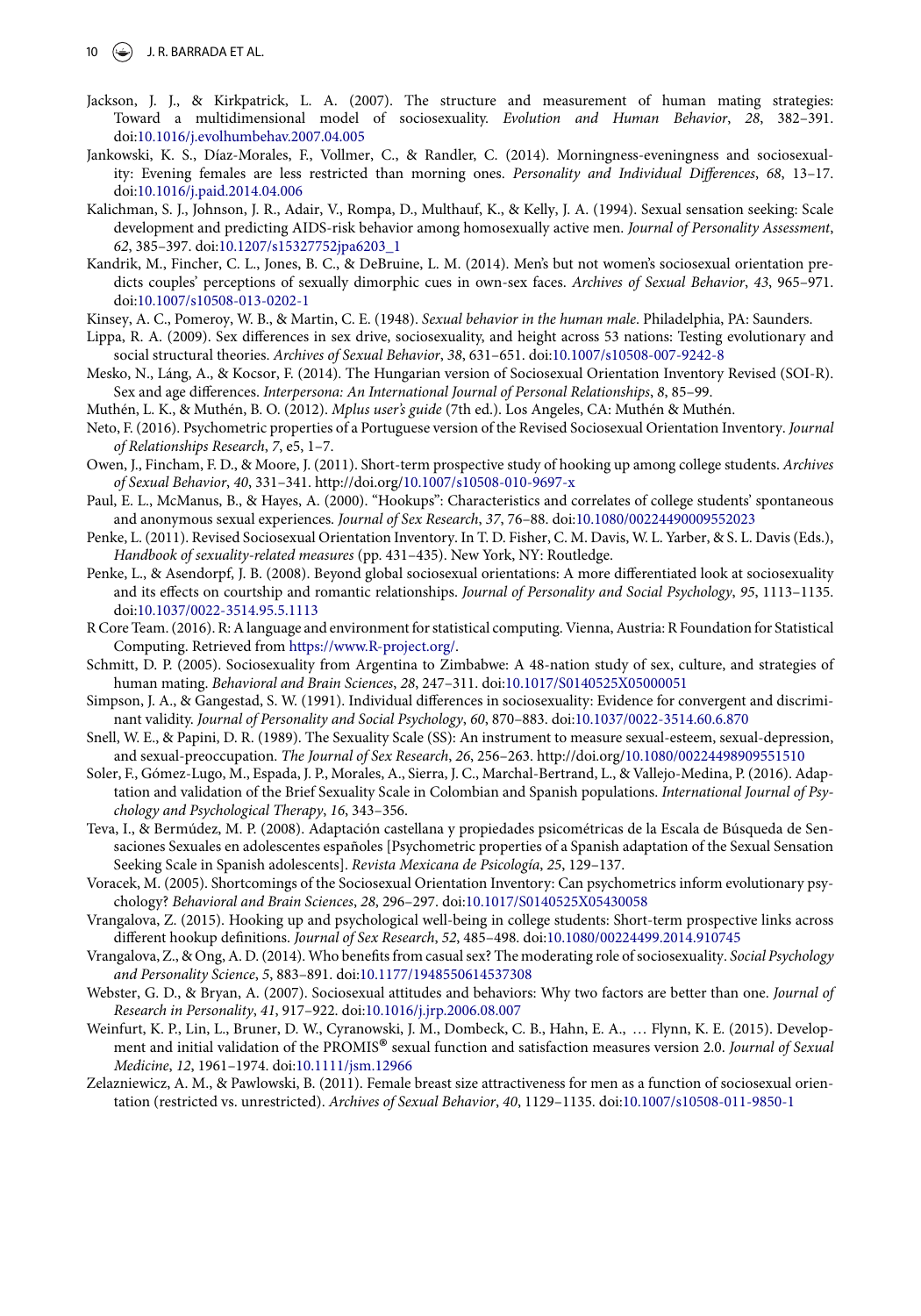Jackson, J. J., & Kirkpatrick, L. A. (2007). The structure and measurement of human mating strategies: Toward a multidimensional model of sociosexuality. *Evolution and Human Behavior*, *28*, 382–391. doi:10.1016/j.evolhumbehav.2007.04.005

Jankowski, K. S., Díaz-Morales, F., Vollmer, C., & Randler, C. (2014). Morningness-eveningness and sociosexuality: Evening females are less restricted than morning ones. *Personality and Individual Differences*, *68*, 13–17. doi:10.1016/j.paid.2014.04.006

Kalichman, S. J., Johnson, J. R., Adair, V., Rompa, D., Multhauf, K., & Kelly, J. A. (1994). Sexual sensation seeking: Scale development and predicting AIDS-risk behavior among homosexually active men. *Journal of Personality Assessment*, *62*, 385–397. doi:10.1207/s15327752jpa6203_1

Kandrik, M., Fincher, C. L., Jones, B. C., & DeBruine, L. M. (2014). Men's but not women's sociosexual orientation predicts couples' perceptions of sexually dimorphic cues in own-sex faces. *Archives of Sexual Behavior*, *43*, 965–971. doi:10.1007/s10508-013-0202-1

Kinsey, A. C., Pomeroy, W. B., & Martin, C. E. (1948). *Sexual behavior in the human male*. Philadelphia, PA: Saunders.

Lippa, R. A. (2009). Sex differences in sex drive, sociosexuality, and height across 53 nations: Testing evolutionary and social structural theories. *Archives of Sexual Behavior*, *38*, 631–651. doi:10.1007/s10508-007-9242-8

Mesko, N., Láng, A., & Kocsor, F. (2014). The Hungarian version of Sociosexual Orientation Inventory Revised (SOI-R). Sex and age differences. *Interpersona: An International Journal of Personal Relationships*, *8*, 85–99.

Muthén, L. K., & Muthén, B. O. (2012). *Mplus user's guide* (7th ed.). Los Angeles, CA: Muthén & Muthén.

Neto, F. (2016). Psychometric properties of a Portuguese version of the Revised Sociosexual Orientation Inventory. *Journal of Relationships Research*, *7*, e5, 1–7.

Owen, J., Fincham, F. D., & Moore, J. (2011). Short-term prospective study of hooking up among college students. *Archives of Sexual Behavior*, *40*, 331–341. http://doi.org/10.1007/s10508-010-9697-x

Paul, E. L., McManus, B., & Hayes, A. (2000). "Hookups": Characteristics and correlates of college students' spontaneous and anonymous sexual experiences. *Journal of Sex Research*, *37*, 76–88. doi:10.1080/00224490009552023

Penke, L. (2011). Revised Sociosexual Orientation Inventory. In T. D. Fisher, C. M. Davis, W. L. Yarber, & S. L. Davis (Eds.), *Handbook of sexuality-related measures* (pp. 431–435). New York, NY: Routledge.

Penke, L., & Asendorpf, J. B. (2008). Beyond global sociosexual orientations: A more differentiated look at sociosexuality and its effects on courtship and romantic relationships. *Journal of Personality and Social Psychology*, *95*, 1113–1135. doi:10.1037/0022-3514.95.5.1113

R Core Team. (2016). R: A language and environment for statistical computing. Vienna, Austria: R Foundation for Statistical Computing. Retrieved from https://www.R-project.org/.

Schmitt, D. P. (2005). Sociosexuality from Argentina to Zimbabwe: A 48-nation study of sex, culture, and strategies of human mating. *Behavioral and Brain Sciences*, *28*, 247–311. doi:10.1017/S0140525X05000051

Simpson, J. A., & Gangestad, S. W. (1991). Individual differences in sociosexuality: Evidence for convergent and discriminant validity. *Journal of Personality and Social Psychology*, *60*, 870–883. doi:10.1037/0022-3514.60.6.870

Snell, W. E., & Papini, D. R. (1989). The Sexuality Scale (SS): An instrument to measure sexual-esteem, sexual-depression, and sexual-preoccupation. *The Journal of Sex Research*, *26*, 256–263. http://doi.org/10.1080/00224498909551510

Soler, F., Gómez-Lugo, M., Espada, J. P., Morales, A., Sierra, J. C., Marchal-Bertrand, L., & Vallejo-Medina, P. (2016). Adaptation and validation of the Brief Sexuality Scale in Colombian and Spanish populations. *International Journal of Psychology and Psychological Therapy*, *16*, 343–356.

Teva, I., & Bermúdez, M. P. (2008). Adaptación castellana y propiedades psicométricas de la Escala de Búsqueda de Sensaciones Sexuales en adolescentes españoles [Psychometric properties of a Spanish adaptation of the Sexual Sensation Seeking Scale in Spanish adolescents]. *Revista Mexicana de Psicología*, *25*, 129–137.

Voracek, M. (2005). Shortcomings of the Sociosexual Orientation Inventory: Can psychometrics inform evolutionary psychology? *Behavioral and Brain Sciences*, *28*, 296–297. doi:10.1017/S0140525X05430058

Vrangalova, Z. (2015). Hooking up and psychological well-being in college students: Short-term prospective links across different hookup definitions. *Journal of Sex Research*, *52*, 485–498. doi:10.1080/00224499.2014.910745

Vrangalova, Z., & Ong, A. D. (2014). Who benefits from casual sex? The moderating role of sociosexuality. *Social Psychology and Personality Science*, *5*, 883–891. doi:10.1177/1948550614537308

Webster, G. D., & Bryan, A. (2007). Sociosexual attitudes and behaviors: Why two factors are better than one. *Journal of Research in Personality*, *41*, 917–922. doi:10.1016/j.jrp.2006.08.007

Weinfurt, K. P., Lin, L., Bruner, D. W., Cyranowski, J. M., Dombeck, C. B., Hahn, E. A., … Flynn, K. E. (2015). Development and initial validation of the PROMIS® sexual function and satisfaction measures version 2.0. *Journal of Sexual Medicine*, *12*, 1961–1974. doi:10.1111/jsm.12966

Zelazniewicz, A. M., & Pawlowski, B. (2011). Female breast size attractiveness for men as a function of sociosexual orientation (restricted vs. unrestricted). *Archives of Sexual Behavior*, *40*, 1129–1135. doi:10.1007/s10508-011-9850-1